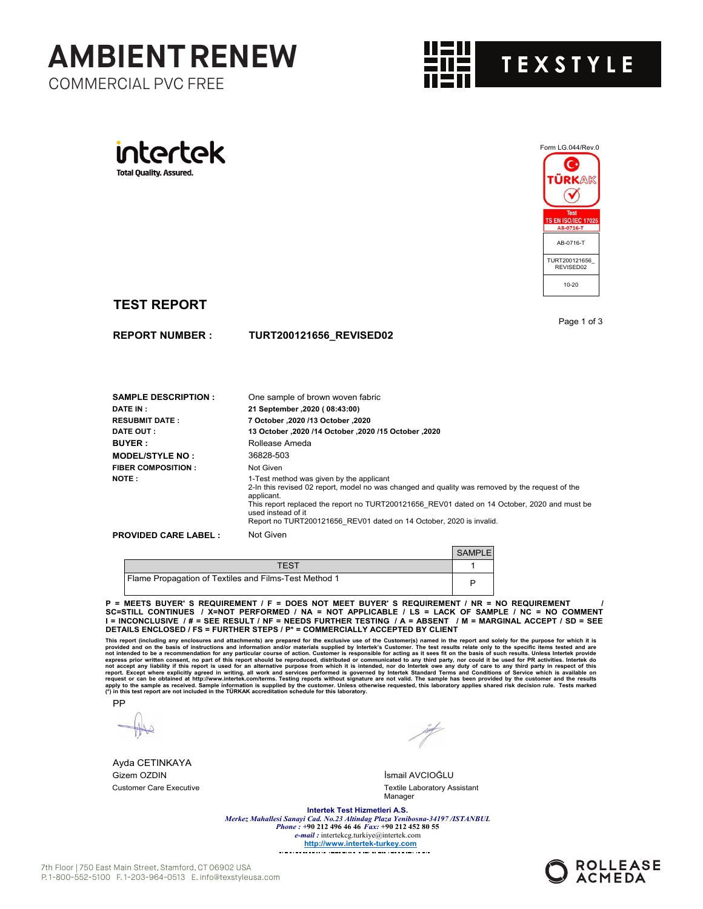# AMBIENT RENEW

COMMERCIAL PVC FREE

TEXSTYLE

intertek

Total Quality. Assured.

Form LG.044/Rev.0

TÜRKAK

Test
TS EN ISO/IEC 17025
AB-0716-T

AB-0716-T

TURT200121656_REVISED02

10-20

## TEST REPORT

**REPORT NUMBER :** **TURT200121656_REVISED02**

**SAMPLE DESCRIPTION :** One sample of brown woven fabric

**DATE IN :** **21 September ,2020 ( 08:43:00)**

**RESUBMIT DATE :** **7 October ,2020 /13 October ,2020**

**DATE OUT :** **13 October ,2020 /14 October ,2020 /15 October ,2020**

**BUYER :** Rollease Ameda

**MODEL/STYLE NO :** 36828-503

**FIBER COMPOSITION :** Not Given

**NOTE :** 1-Test method was given by the applicant
2-In this revised 02 report, model no was changed and quality was removed by the request of the applicant.
This report replaced the report no TURT200121656_REV01 dated on 14 October, 2020 and must be used instead of it
Report no TURT200121656_REV01 dated on 14 October, 2020 is invalid.

**PROVIDED CARE LABEL :** Not Given

| TEST | SAMPLE 1 |
|---|---|
| Flame Propagation of Textiles and Films-Test Method 1 | P |

**P = MEETS BUYER' S REQUIREMENT / F = DOES NOT MEET BUYER' S REQUIREMENT / NR = NO REQUIREMENT / SC=STILL CONTINUES / X=NOT PERFORMED / NA = NOT APPLICABLE / LS = LACK OF SAMPLE / NC = NO COMMENT I = INCONCLUSIVE / # = SEE RESULT / NF = NEEDS FURTHER TESTING / A = ABSENT / M = MARGINAL ACCEPT / SD = SEE DETAILS ENCLOSED / FS = FURTHER STEPS / P* = COMMERCIALLY ACCEPTED BY CLIENT**

**This report (including any enclosures and attachments) are prepared for the exclusive use of the Customer(s) named in the report and solely for the purpose for which it is provided and on the basis of instructions and information and/or materials supplied by Intertek's Customer. The test results relate only to the specific items tested and are not intended to be a recommendation for any particular course of action. Customer is responsible for acting as it sees fit on the basis of such results. Unless Intertek provide express prior written consent, no part of this report should be reproduced, distributed or communicated to any third party, nor could it be used for PR activities. Intertek do not accept any liability if this report is used for an alternative purpose from which it is intended, nor do Intertek owe any duty of care to any third party in respect of this report. Except where explicitly agreed in writing, all work and services performed is governed by Intertek Standard Terms and Conditions of Service which is available on request or can be obtained at http://www.intertek.com/terms. Testing reports without signature are not valid. The sample has been provided by the customer and the results apply to the sample as received. Sample information is supplied by the customer. Unless otherwise requested, this laboratory applies shared risk decision rule. Tests marked (*) in this test report are not included in the TÜRKAK accreditation schedule for this laboratory.**

PP

Ayda CETINKAYA
Gizem OZDIN
Customer Care Executive

İsmail AVCIOĞLU
Textile Laboratory Assistant Manager

**Intertek Test Hizmetleri A.S.**
***Merkez Mahallesi Sanayi Cad. No.23 Altindag Plaza Yenibosna-34197 /ISTANBUL***
***Phone :*** **+90 212 496 46 46** ***Fax:*** **+90 212 452 80 55**
***e-mail :*** intertekcg.turkiye@intertek.com
http://www.intertek-turkey.com

7th Floor | 750 East Main Street, Stamford, CT 06902 USA
P. 1-800-552-5100 F. 1-203-964-0513 E. info@texstyleusa.com

ROLLEASE ACMEDA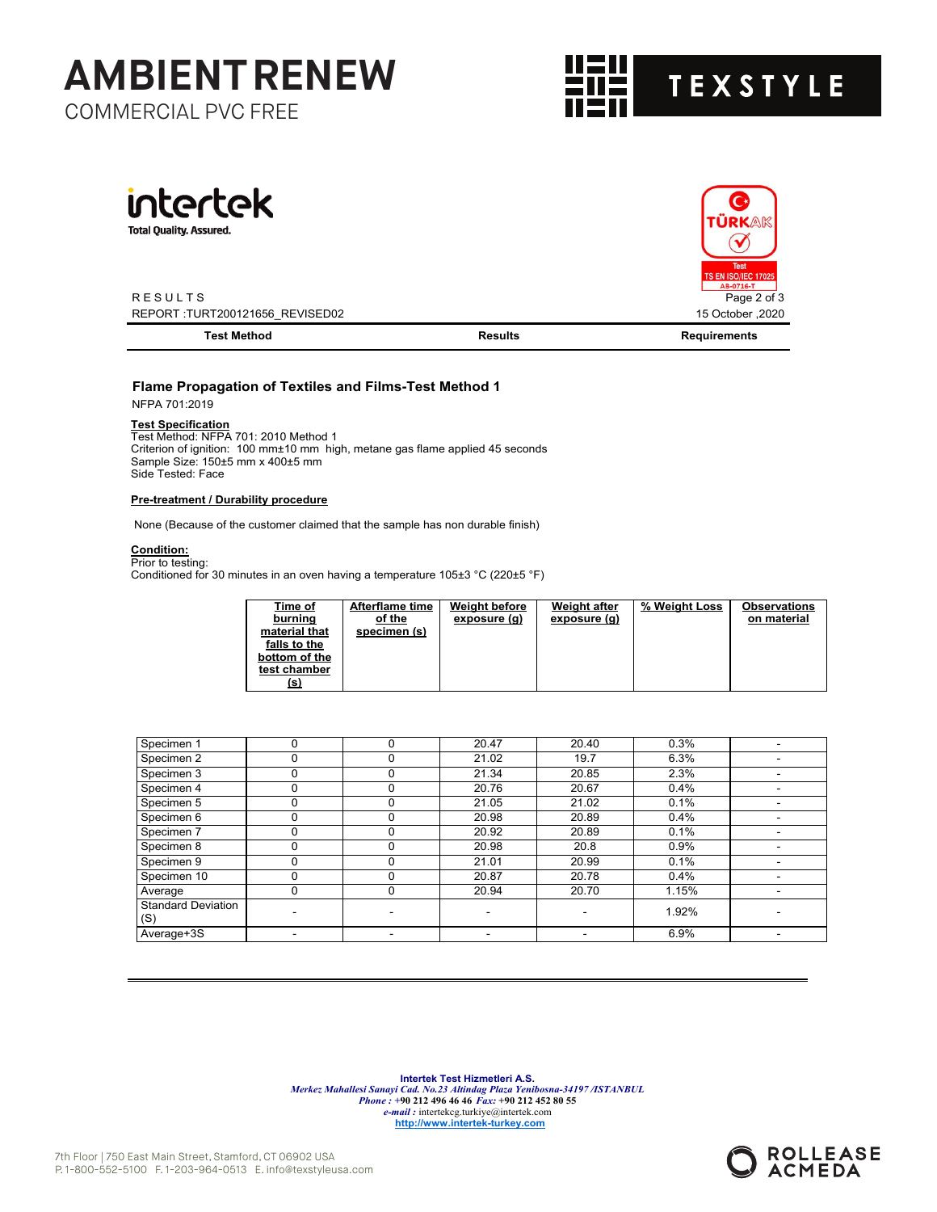# AMBIENT RENEW

COMMERCIAL PVC FREE

TEXSTYLE

intertek

Total Quality. Assured.

TÜRKAK Test TS EN ISO/IEC 17025 AB-0716-T

RESULTS

REPORT :TURT200121656_REVISED02

15 October ,2020

| Test Method | Results | Requirements |
|---|---|---|

## Flame Propagation of Textiles and Films-Test Method 1

NFPA 701:2019

**Test Specification**

Test Method: NFPA 701: 2010 Method 1
Criterion of ignition: 100 mm±10 mm high, metane gas flame applied 45 seconds
Sample Size: 150±5 mm x 400±5 mm
Side Tested: Face

**Pre-treatment / Durability procedure**

None (Because of the customer claimed that the sample has non durable finish)

**Condition:**

Prior to testing:
Conditioned for 30 minutes in an oven having a temperature 105±3 °C (220±5 °F)

| | Time of burning material that falls to the bottom of the test chamber (s) | Afterflame time of the specimen (s) | Weight before exposure (g) | Weight after exposure (g) | % Weight Loss | Observations on material |
|---|---|---|---|---|---|---|
| Specimen 1 | 0 | 0 | 20.47 | 20.40 | 0.3% | - |
| Specimen 2 | 0 | 0 | 21.02 | 19.7 | 6.3% | - |
| Specimen 3 | 0 | 0 | 21.34 | 20.85 | 2.3% | - |
| Specimen 4 | 0 | 0 | 20.76 | 20.67 | 0.4% | - |
| Specimen 5 | 0 | 0 | 21.05 | 21.02 | 0.1% | - |
| Specimen 6 | 0 | 0 | 20.98 | 20.89 | 0.4% | - |
| Specimen 7 | 0 | 0 | 20.92 | 20.89 | 0.1% | - |
| Specimen 8 | 0 | 0 | 20.98 | 20.8 | 0.9% | - |
| Specimen 9 | 0 | 0 | 21.01 | 20.99 | 0.1% | - |
| Specimen 10 | 0 | 0 | 20.87 | 20.78 | 0.4% | - |
| Average | 0 | 0 | 20.94 | 20.70 | 1.15% | - |
| Standard Deviation (S) | - | - | - | - | 1.92% | - |
| Average+3S | - | - | - | - | 6.9% | - |

**Intertek Test Hizmetleri A.S.**
*Merkez Mahallesi Sanayi Cad. No.23 Altindag Plaza Yenibosna-34197 /ISTANBUL*
*Phone :* +90 212 496 46 46 *Fax:* +90 212 452 80 55
*e-mail :* intertekcg.turkiye@intertek.com
http://www.intertek-turkey.com

7th Floor | 750 East Main Street, Stamford, CT 06902 USA
P. 1-800-552-5100 F. 1-203-964-0513 E. info@texstyleusa.com

ROLLEASE ACMEDA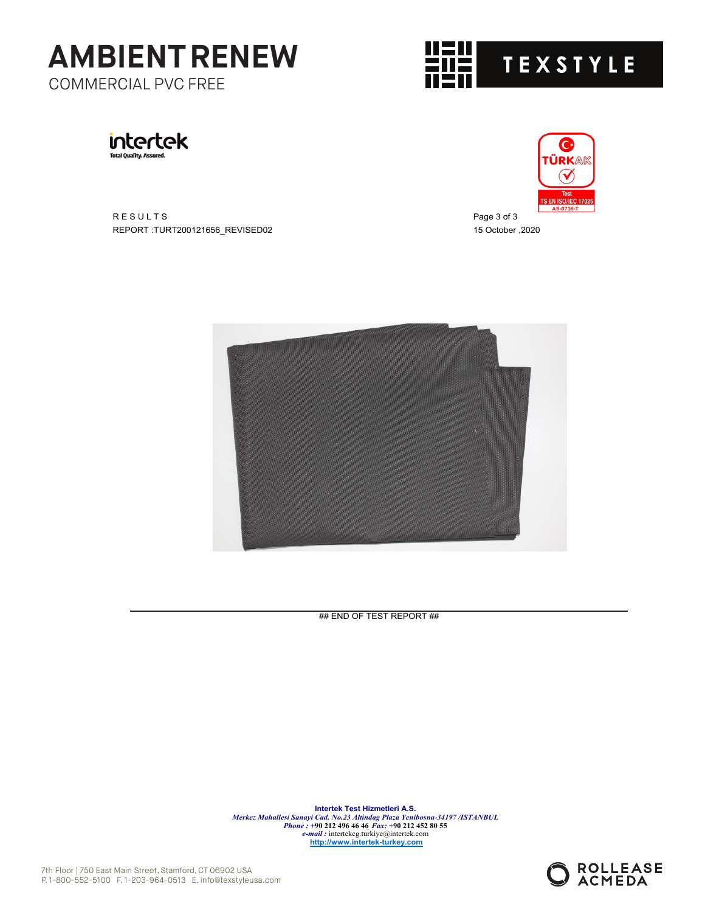# AMBIENT RENEW

COMMERCIAL PVC FREE

RESULTS

REPORT :TURT200121656_REVISED02

15 October ,2020

## END OF TEST REPORT ##

**Intertek Test Hizmetleri A.S.**
*Merkez Mahallesi Sanayi Cad. No.23 Altindag Plaza Yenibosna-34197 /ISTANBUL*
*Phone :* **+90 212 496 46 46** *Fax:* **+90 212 452 80 55**
*e-mail :* intertekcg.turkiye@intertek.com
http://www.intertek-turkey.com

7th Floor | 750 East Main Street, Stamford, CT 06902 USA
P. 1-800-552-5100 F. 1-203-964-0513 E. info@texstyleusa.com